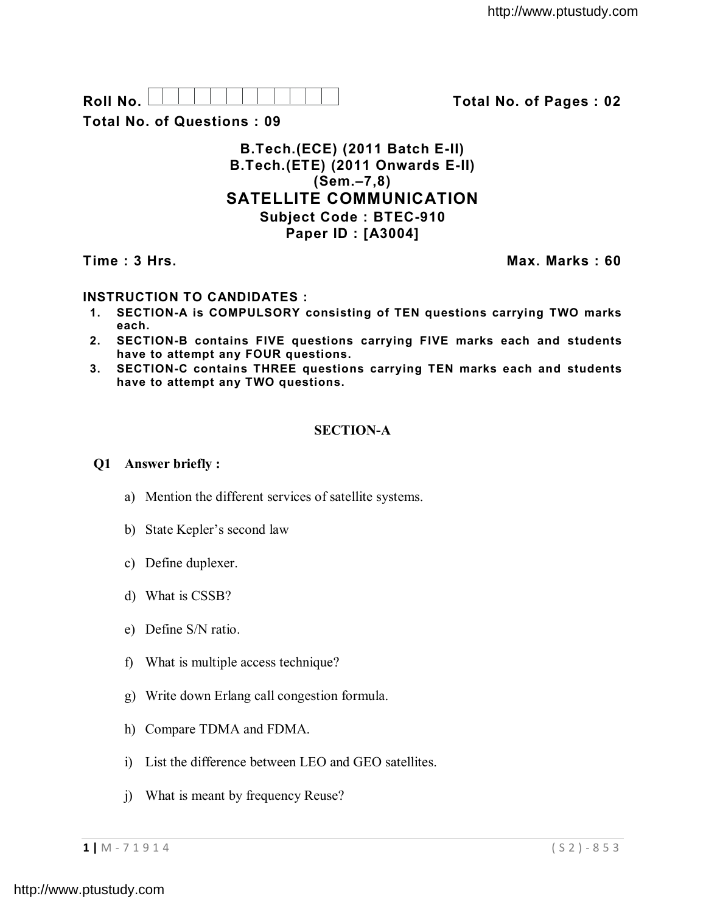**Roll No.** 

**Total No. of Pages : 02**

**Total No. of Questions : 09**

# B.Tech.(ECE) (2011 Batch E-II)
# B.Tech.(ETE) (2011 Onwards E-II)
# (Sem.–7,8)
# SATELLITE COMMUNICATION
## Subject Code : BTEC-910
## Paper ID : [A3004]

**Time : 3 Hrs.** **Max. Marks : 60**

**INSTRUCTION TO CANDIDATES :**

1. **SECTION-A is COMPULSORY consisting of TEN questions carrying TWO marks each.**
2. **SECTION-B contains FIVE questions carrying FIVE marks each and students have to attempt any FOUR questions.**
3. **SECTION-C contains THREE questions carrying TEN marks each and students have to attempt any TWO questions.**

## SECTION-A

**Q1 Answer briefly :**

a) Mention the different services of satellite systems.

b) State Kepler's second law

c) Define duplexer.

d) What is CSSB?

e) Define S/N ratio.

f) What is multiple access technique?

g) Write down Erlang call congestion formula.

h) Compare TDMA and FDMA.

i) List the difference between LEO and GEO satellites.

j) What is meant by frequency Reuse?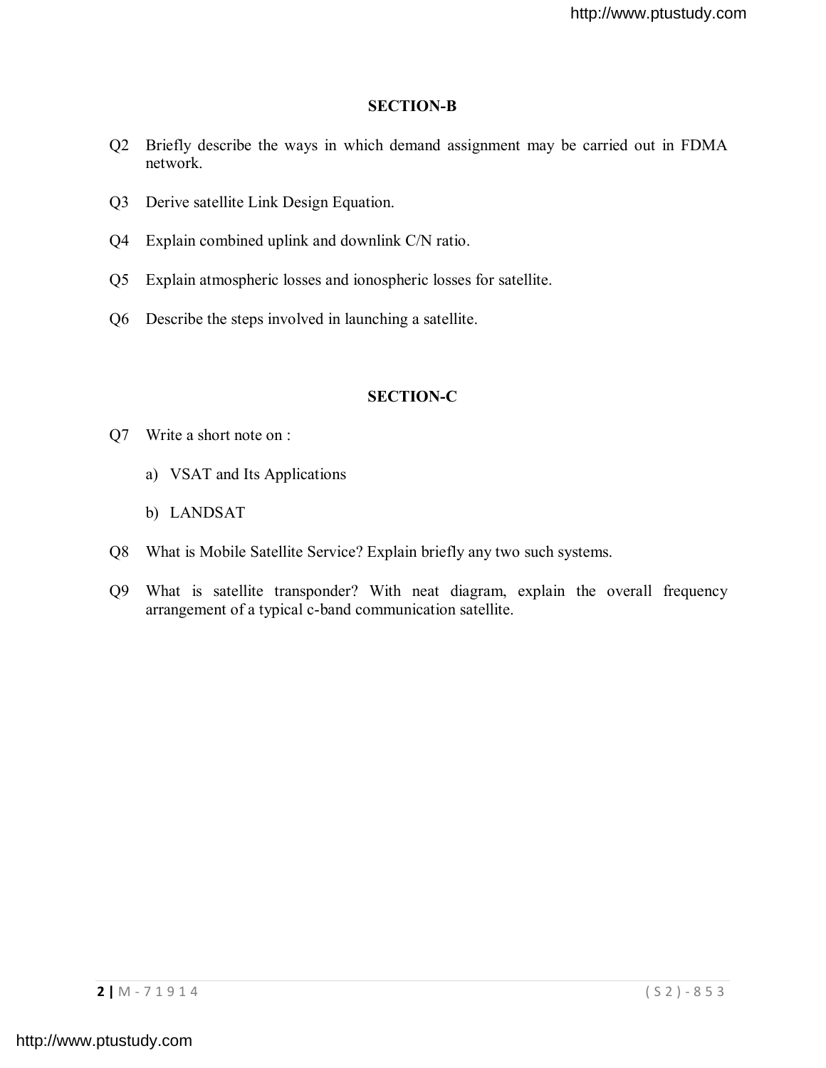## SECTION-B

Q2 Briefly describe the ways in which demand assignment may be carried out in FDMA network.

Q3 Derive satellite Link Design Equation.

Q4 Explain combined uplink and downlink C/N ratio.

Q5 Explain atmospheric losses and ionospheric losses for satellite.

Q6 Describe the steps involved in launching a satellite.

## SECTION-C

Q7 Write a short note on :

a) VSAT and Its Applications

b) LANDSAT

Q8 What is Mobile Satellite Service? Explain briefly any two such systems.

Q9 What is satellite transponder? With neat diagram, explain the overall frequency arrangement of a typical c-band communication satellite.